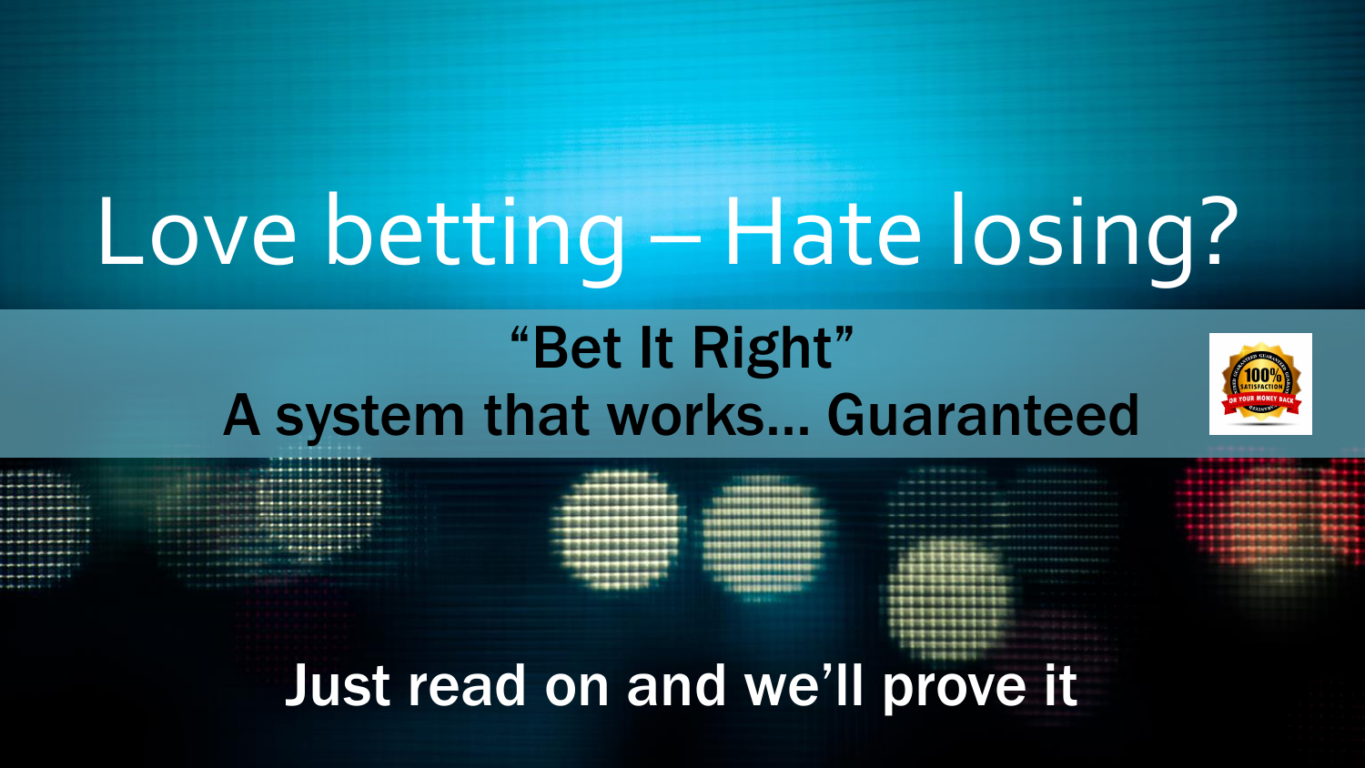# Love betting – Hate losing?

## "Bet It Right"

## A system that works… Guaranteed

Just read on and we'll prove it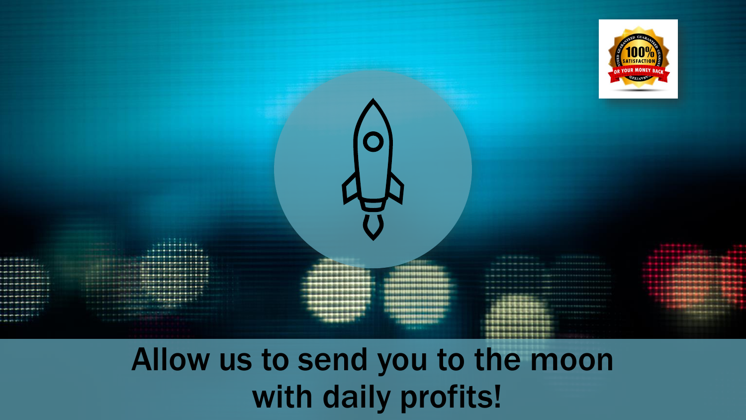Allow us to send you to the moon with daily profits!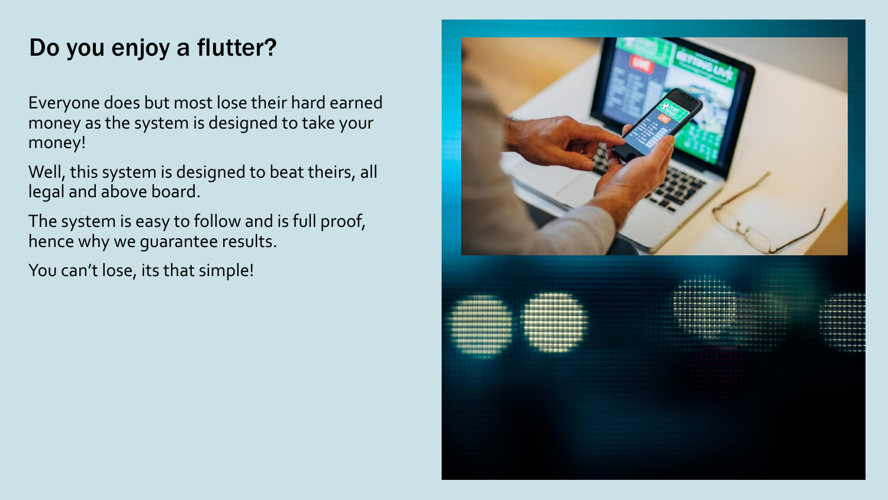## Do you enjoy a flutter?

Everyone does but most lose their hard earned money as the system is designed to take your money!

Well, this system is designed to beat theirs, all legal and above board.

The system is easy to follow and is full proof, hence why we guarantee results.

You can't lose, its that simple!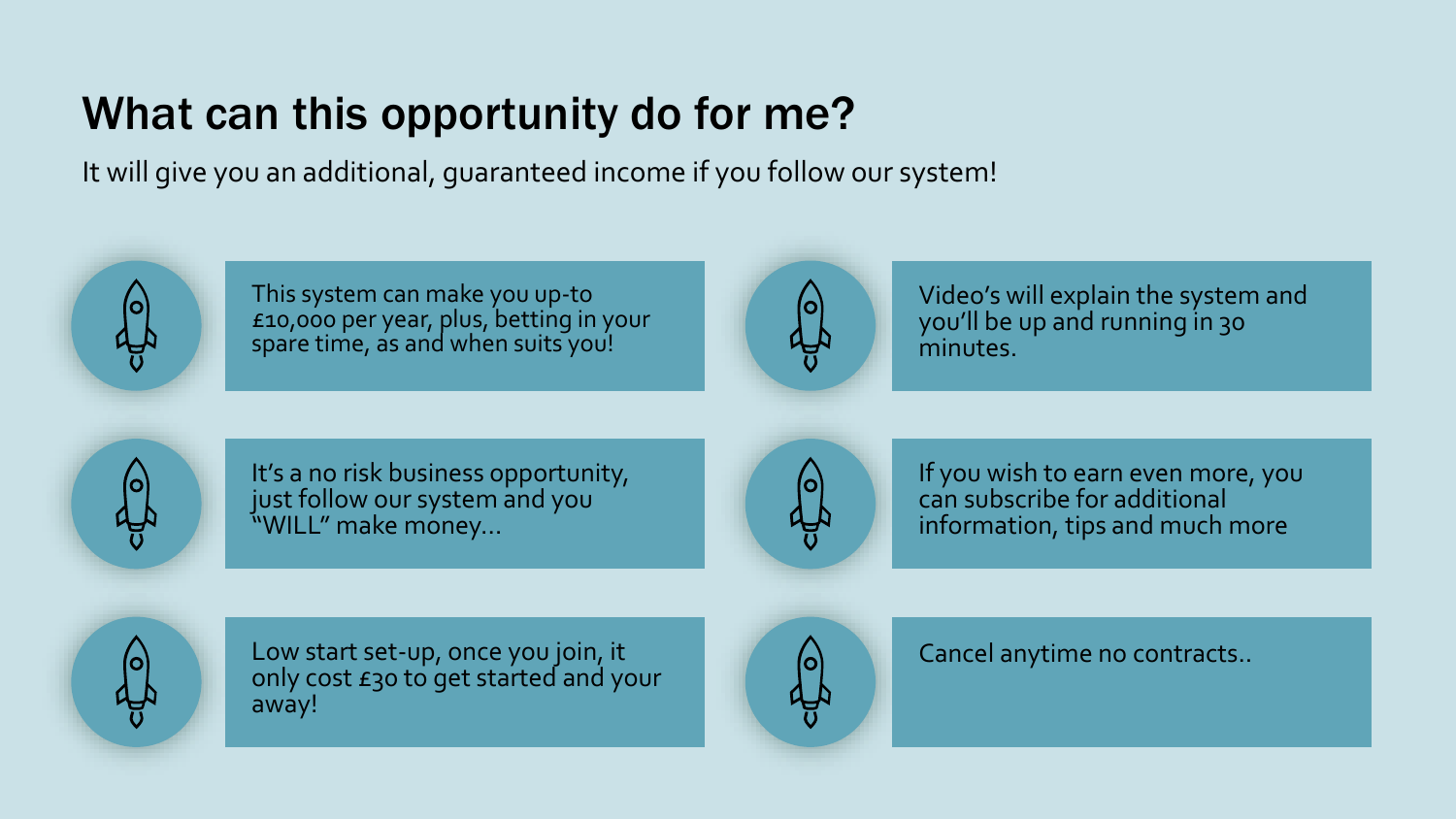# What can this opportunity do for me?

It will give you an additional, guaranteed income if you follow our system!

- This system can make you up-to £10,000 per year, plus, betting in your spare time, as and when suits you!
- Video's will explain the system and you'll be up and running in 30 minutes.
- It's a no risk business opportunity, just follow our system and you "WILL" make money…
- If you wish to earn even more, you can subscribe for additional information, tips and much more
- Low start set-up, once you join, it only cost £30 to get started and your away!
- Cancel anytime no contracts..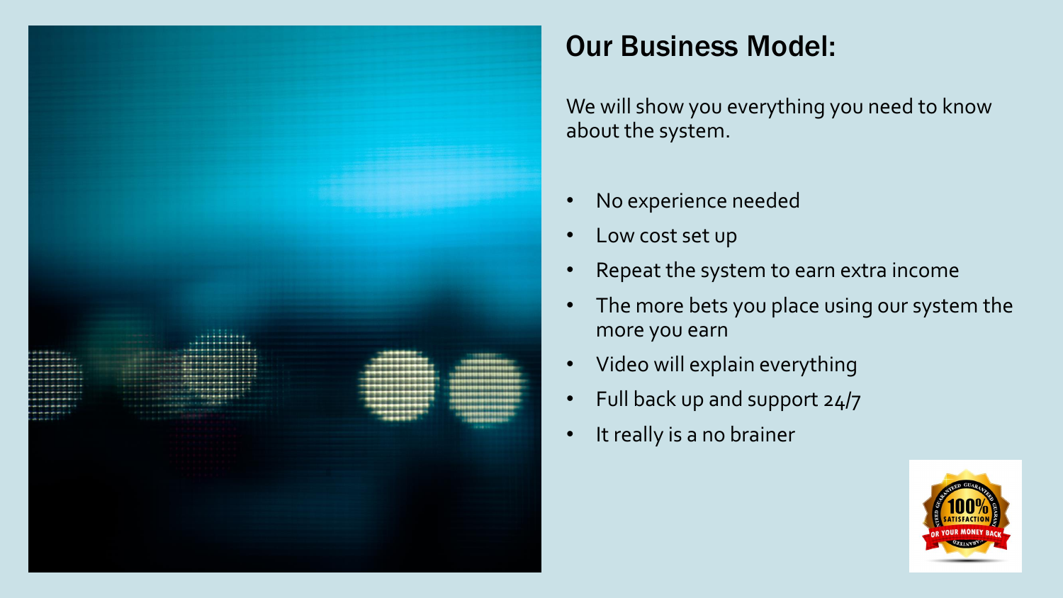# Our Business Model:

We will show you everything you need to know about the system.

- No experience needed
- Low cost set up
- Repeat the system to earn extra income
- The more bets you place using our system the more you earn
- Video will explain everything
- Full back up and support 24/7
- It really is a no brainer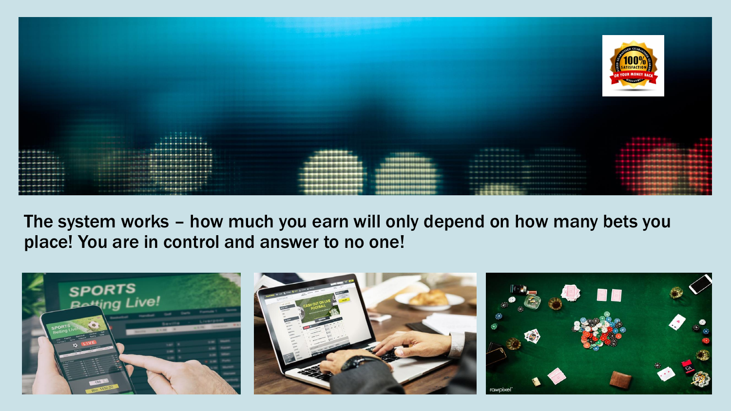The system works – how much you earn will only depend on how many bets you place! You are in control and answer to no one!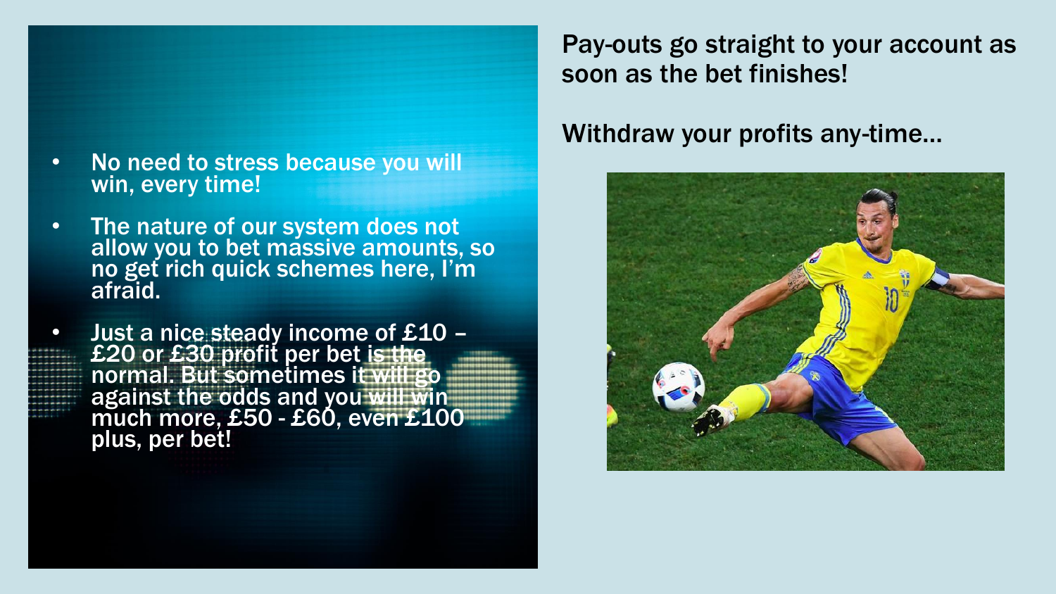- No need to stress because you will win, every time!
- The nature of our system does not allow you to bet massive amounts, so no get rich quick schemes here, I'm afraid.
- Just a nice steady income of £10 – £20 or £30 profit per bet is the normal. But sometimes it will go against the odds and you will win much more, £50 - £60, even £100 plus, per bet!

Pay-outs go straight to your account as soon as the bet finishes!

Withdraw your profits any-time…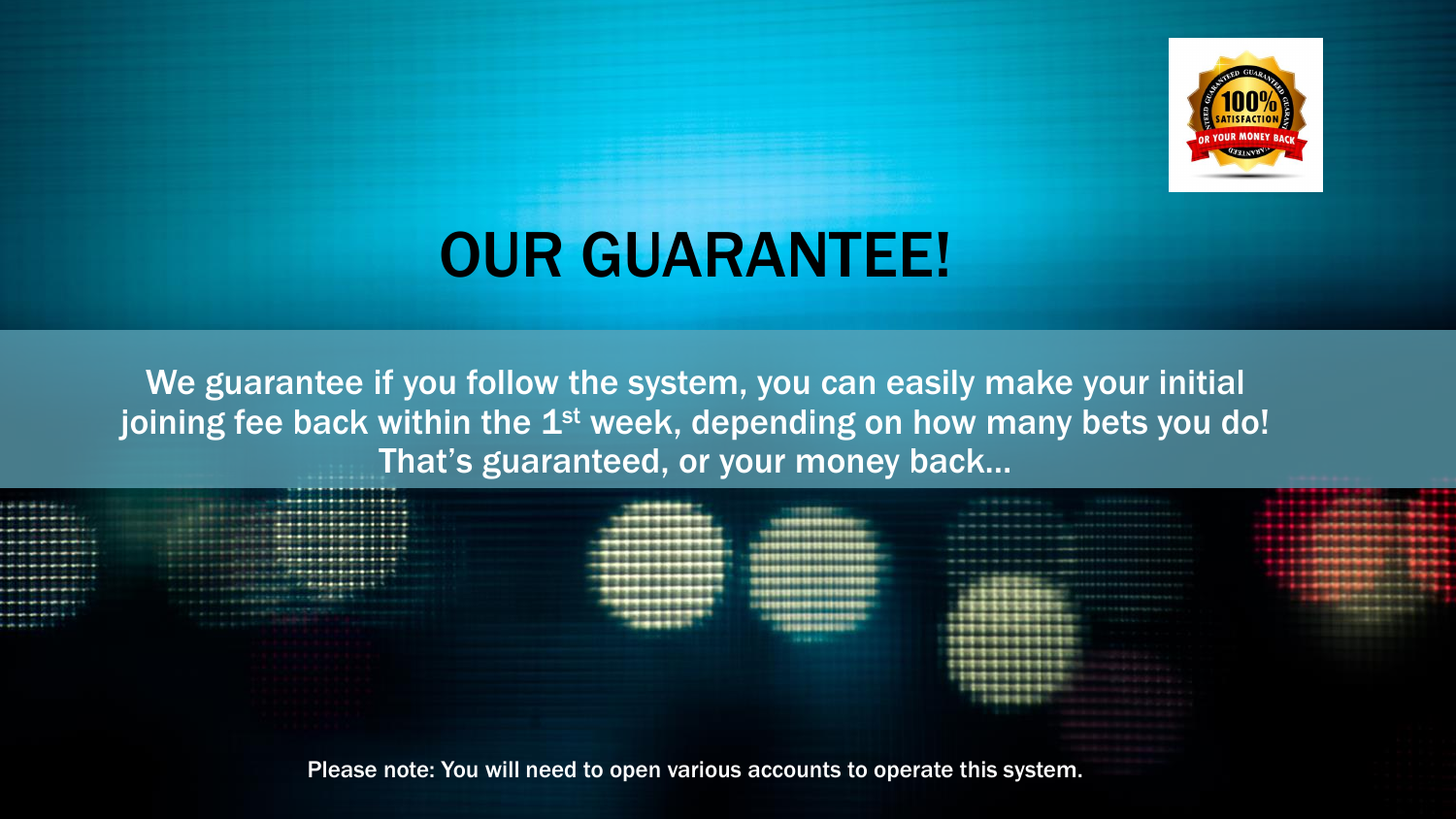# OUR GUARANTEE!

We guarantee if you follow the system, you can easily make your initial joining fee back within the 1st week, depending on how many bets you do! That's guaranteed, or your money back…

Please note: You will need to open various accounts to operate this system.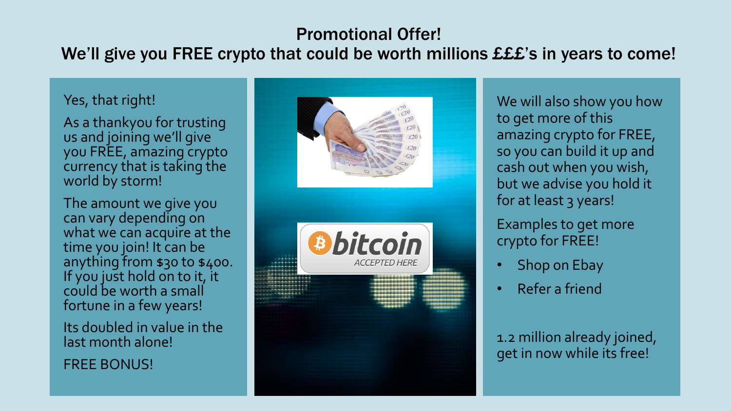## Promotional Offer!
## We'll give you FREE crypto that could be worth millions £££'s in years to come!

Yes, that right!

As a thankyou for trusting us and joining we'll give you FREE, amazing crypto currency that is taking the world by storm!

The amount we give you can vary depending on what we can acquire at the time you join! It can be anything from $30 to $400. If you just hold on to it, it could be worth a small fortune in a few years!

Its doubled in value in the last month alone!

FREE BONUS!

We will also show you how to get more of this amazing crypto for FREE, so you can build it up and cash out when you wish, but we advise you hold it for at least 3 years!

Examples to get more crypto for FREE!

- Shop on Ebay
- Refer a friend

1.2 million already joined, get in now while its free!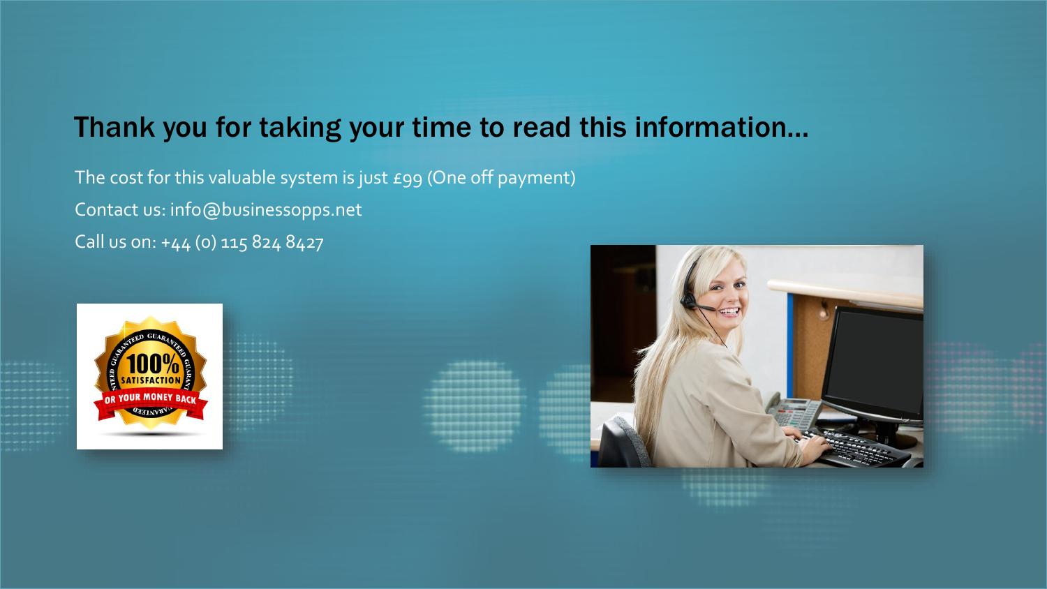## Thank you for taking your time to read this information…

The cost for this valuable system is just £99 (One off payment)

Contact us: info@businessopps.net

Call us on: +44 (0) 115 824 8427